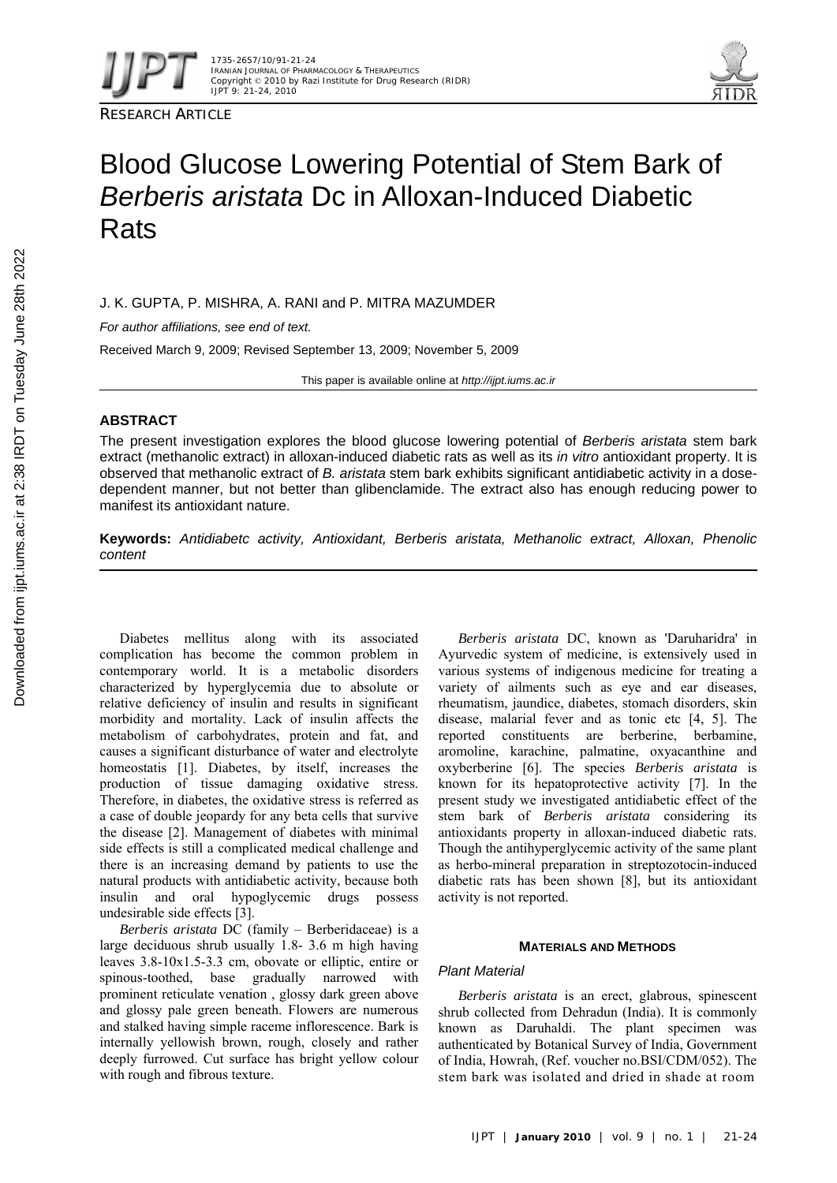RESEARCH ARTICLE

# Blood Glucose Lowering Potential of Stem Bark of *Berberis aristata* Dc in Alloxan-Induced Diabetic Rats

J. K. GUPTA, P. MISHRA, A. RANI and P. MITRA MAZUMDER

*For author affiliations, see end of text.*

Received March 9, 2009; Revised September 13, 2009; November 5, 2009

This paper is available online at *http://ijpt.iums.ac.ir*

## ABSTRACT

The present investigation explores the blood glucose lowering potential of *Berberis aristata* stem bark extract (methanolic extract) in alloxan-induced diabetic rats as well as its *in vitro* antioxidant property. It is observed that methanolic extract of *B. aristata* stem bark exhibits significant antidiabetic activity in a dose-dependent manner, but not better than glibenclamide. The extract also has enough reducing power to manifest its antioxidant nature.

**Keywords:** *Antidiabetc activity, Antioxidant, Berberis aristata, Methanolic extract, Alloxan, Phenolic content*

Diabetes mellitus along with its associated complication has become the common problem in contemporary world. It is a metabolic disorders characterized by hyperglycemia due to absolute or relative deficiency of insulin and results in significant morbidity and mortality. Lack of insulin affects the metabolism of carbohydrates, protein and fat, and causes a significant disturbance of water and electrolyte homeostatis [1]. Diabetes, by itself, increases the production of tissue damaging oxidative stress. Therefore, in diabetes, the oxidative stress is referred as a case of double jeopardy for any beta cells that survive the disease [2]. Management of diabetes with minimal side effects is still a complicated medical challenge and there is an increasing demand by patients to use the natural products with antidiabetic activity, because both insulin and oral hypoglycemic drugs possess undesirable side effects [3].

*Berberis aristata* DC (family – Berberidaceae) is a large deciduous shrub usually 1.8- 3.6 m high having leaves 3.8-10x1.5-3.3 cm, obovate or elliptic, entire or spinous-toothed, base gradually narrowed with prominent reticulate venation , glossy dark green above and glossy pale green beneath. Flowers are numerous and stalked having simple raceme inflorescence. Bark is internally yellowish brown, rough, closely and rather deeply furrowed. Cut surface has bright yellow colour with rough and fibrous texture.

*Berberis aristata* DC, known as 'Daruharidra' in Ayurvedic system of medicine, is extensively used in various systems of indigenous medicine for treating a variety of ailments such as eye and ear diseases, rheumatism, jaundice, diabetes, stomach disorders, skin disease, malarial fever and as tonic etc [4, 5]. The reported constituents are berberine, berbamine, aromoline, karachine, palmatine, oxyacanthine and oxyberberine [6]. The species *Berberis aristata* is known for its hepatoprotective activity [7]. In the present study we investigated antidiabetic effect of the stem bark of *Berberis aristata* considering its antioxidants property in alloxan-induced diabetic rats. Though the antihyperglycemic activity of the same plant as herbo-mineral preparation in streptozotocin-induced diabetic rats has been shown [8], but its antioxidant activity is not reported.

## MATERIALS AND METHODS

### Plant Material

*Berberis aristata* is an erect, glabrous, spinescent shrub collected from Dehradun (India). It is commonly known as Daruhaldi. The plant specimen was authenticated by Botanical Survey of India, Government of India, Howrah, (Ref. voucher no.BSI/CDM/052). The stem bark was isolated and dried in shade at room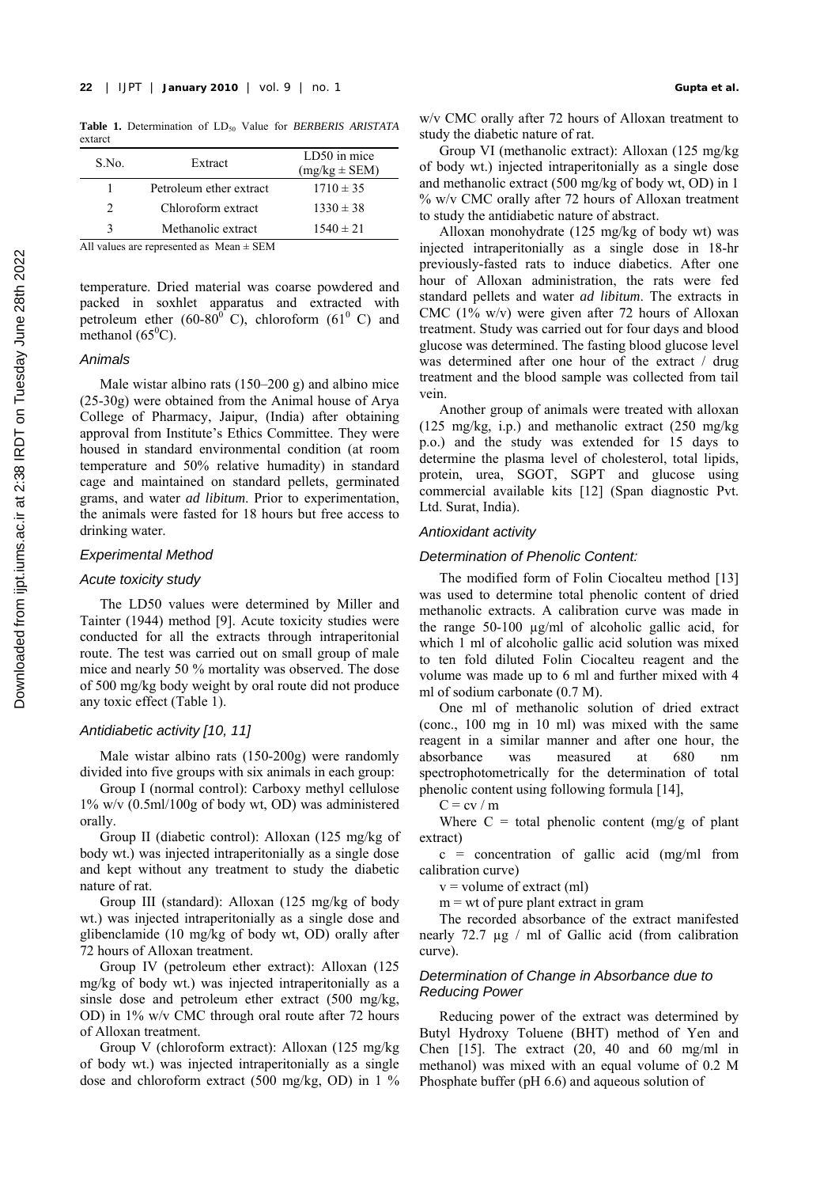**Table 1.** Determination of $LD_{50}$ Value for *BERBERIS ARISTATA* extarct

| S.No. | Extract | LD50 in mice (mg/kg ± SEM) |
|---|---|---|
| 1 | Petroleum ether extract | 1710 ± 35 |
| 2 | Chloroform extract | 1330 ± 38 |
| 3 | Methanolic extract | 1540 ± 21 |

All values are represented as Mean ± SEM

temperature. Dried material was coarse powdered and packed in soxhlet apparatus and extracted with petroleum ether (60-80$^0$ C), chloroform (61$^0$ C) and methanol (65$^0$C).

### *Animals*

Male wistar albino rats (150–200 g) and albino mice (25-30g) were obtained from the Animal house of Arya College of Pharmacy, Jaipur, (India) after obtaining approval from Institute's Ethics Committee. They were housed in standard environmental condition (at room temperature and 50% relative humadity) in standard cage and maintained on standard pellets, germinated grams, and water *ad libitum*. Prior to experimentation, the animals were fasted for 18 hours but free access to drinking water.

### *Experimental Method*

### *Acute toxicity study*

The LD50 values were determined by Miller and Tainter (1944) method [9]. Acute toxicity studies were conducted for all the extracts through intraperitonial route. The test was carried out on small group of male mice and nearly 50 % mortality was observed. The dose of 500 mg/kg body weight by oral route did not produce any toxic effect (Table 1).

### *Antidiabetic activity [10, 11]*

Male wistar albino rats (150-200g) were randomly divided into five groups with six animals in each group:

Group I (normal control): Carboxy methyl cellulose 1% w/v (0.5ml/100g of body wt, OD) was administered orally.

Group II (diabetic control): Alloxan (125 mg/kg of body wt.) was injected intraperitonially as a single dose and kept without any treatment to study the diabetic nature of rat.

Group III (standard): Alloxan (125 mg/kg of body wt.) was injected intraperitonially as a single dose and glibenclamide (10 mg/kg of body wt, OD) orally after 72 hours of Alloxan treatment.

Group IV (petroleum ether extract): Alloxan (125 mg/kg of body wt.) was injected intraperitonially as a sinsle dose and petroleum ether extract (500 mg/kg, OD) in 1% w/v CMC through oral route after 72 hours of Alloxan treatment.

Group V (chloroform extract): Alloxan (125 mg/kg of body wt.) was injected intraperitonially as a single dose and chloroform extract (500 mg/kg, OD) in 1 % w/v CMC orally after 72 hours of Alloxan treatment to study the diabetic nature of rat.

Group VI (methanolic extract): Alloxan (125 mg/kg of body wt.) injected intraperitonially as a single dose and methanolic extract (500 mg/kg of body wt, OD) in 1 % w/v CMC orally after 72 hours of Alloxan treatment to study the antidiabetic nature of abstract.

Alloxan monohydrate (125 mg/kg of body wt) was injected intraperitonially as a single dose in 18-hr previously-fasted rats to induce diabetics. After one hour of Alloxan administration, the rats were fed standard pellets and water *ad libitum*. The extracts in CMC (1% w/v) were given after 72 hours of Alloxan treatment. Study was carried out for four days and blood glucose was determined. The fasting blood glucose level was determined after one hour of the extract / drug treatment and the blood sample was collected from tail vein.

Another group of animals were treated with alloxan (125 mg/kg, i.p.) and methanolic extract (250 mg/kg p.o.) and the study was extended for 15 days to determine the plasma level of cholesterol, total lipids, protein, urea, SGOT, SGPT and glucose using commercial available kits [12] (Span diagnostic Pvt. Ltd. Surat, India).

### *Antioxidant activity*

### *Determination of Phenolic Content:*

The modified form of Folin Ciocalteu method [13] was used to determine total phenolic content of dried methanolic extracts. A calibration curve was made in the range 50-100 μg/ml of alcoholic gallic acid, for which 1 ml of alcoholic gallic acid solution was mixed to ten fold diluted Folin Ciocalteu reagent and the volume was made up to 6 ml and further mixed with 4 ml of sodium carbonate (0.7 M).

One ml of methanolic solution of dried extract (conc., 100 mg in 10 ml) was mixed with the same reagent in a similar manner and after one hour, the absorbance was measured at 680 nm spectrophotometrically for the determination of total phenolic content using following formula [14],

$C = cv / m$

Where C = total phenolic content (mg/g of plant extract)

c = concentration of gallic acid (mg/ml from calibration curve)

v = volume of extract (ml)

m = wt of pure plant extract in gram

The recorded absorbance of the extract manifested nearly 72.7 μg / ml of Gallic acid (from calibration curve).

### *Determination of Change in Absorbance due to Reducing Power*

Reducing power of the extract was determined by Butyl Hydroxy Toluene (BHT) method of Yen and Chen [15]. The extract (20, 40 and 60 mg/ml in methanol) was mixed with an equal volume of 0.2 M Phosphate buffer (pH 6.6) and aqueous solution of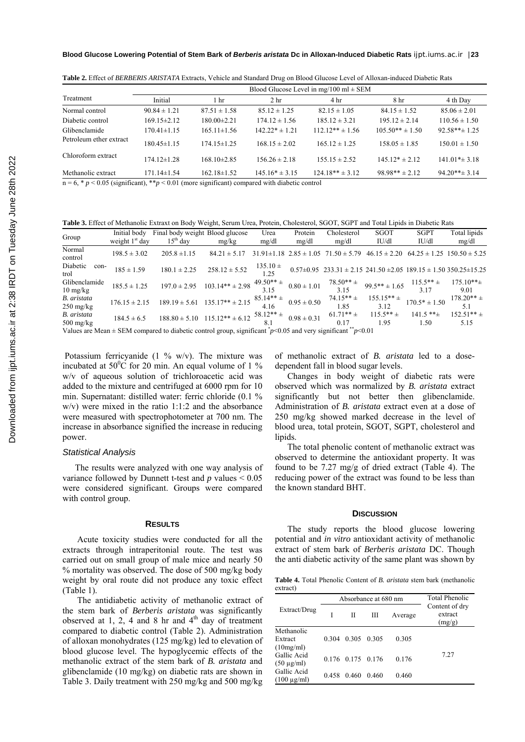**Table 2.** Effect of *BERBERIS ARISTATA* Extracts, Vehicle and Standard Drug on Blood Glucose Level of Alloxan-induced Diabetic Rats

| Treatment | Blood Glucose Level in mg/100 ml ± SEM | | | | | |
|---|---|---|---|---|---|---|
| | Initial | 1 hr | 2 hr | 4 hr | 8 hr | 4 th Day |
| Normal control | 90.84 ± 1.21 | 87.51 ± 1.58 | 85.12 ± 1.25 | 82.15 ± 1.05 | 84.15 ± 1.52 | 85.06 ± 2.01 |
| Diabetic control | 169.15±2.12 | 180.00±2.21 | 174.12 ± 1.56 | 185.12 ± 3.21 | 195.12 ± 2.14 | 110.56 ± 1.50 |
| Glibenclamide | 170.41±1.15 | 165.11±1.56 | 142.22* ± 1.21 | 112.12** ± 1.56 | 105.50** ± 1.50 | 92.58**± 1.25 |
| Petroleum ether extract | 180.45±1.15 | 174.15±1.25 | 168.15 ± 2.02 | 165.12 ± 1.25 | 158.05 ± 1.85 | 150.01 ± 1.50 |
| Chloroform extract | 174.12±1.28 | 168.10±2.85 | 156.26 ± 2.18 | 155.15 ± 2.52 | 145.12* ± 2.12 | 141.01*± 3.18 |
| Methanolic extract | 171.14±1.54 | 162.18±1.52 | 145.16* ± 3.15 | 124.18** ± 3.12 | 98.98** ± 2.12 | 94.20**± 3.14 |

n = 6, * $p < 0.05$ (significant), ** $p < 0.01$ (more significant) compared with diabetic control

**Table 3.** Effect of Methanolic Extraxt on Body Weight, Serum Urea, Protein, Cholesterol, SGOT, SGPT and Total Lipids in Diabetic Rats

| Group | Initial body weight 1st day | Final body weight 15th day | Blood glucose mg/kg | Urea mg/dl | Protein mg/dl | Cholesterol mg/dl | SGOT IU/dl | SGPT IU/dl | Total lipids mg/dl |
|---|---|---|---|---|---|---|---|---|---|
| Normal control | 198.5 ± 3.02 | 205.8 ±1.15 | 84.21 ± 5.17 | 31.91±1.18 | 2.85 ± 1.05 | 71.50 ± 5.79 | 46.15 ± 2.20 | 64.25 ± 1.25 | 150.50 ± 5.25 |
| Diabetic control | 185 ± 1.59 | 180.1 ± 2.25 | 258.12 ± 5.52 | 135.10 ± 1.25 | 0.57±0.95 | 233.31 ± 2.15 | 241.50 ±2.05 | 189.15 ± 1.50 | 350.25±15.25 |
| Glibenclamide 10 mg/kg | 185.5 ± 1.25 | 197.0 ± 2.95 | 103.14** ± 2.98 | 49.50** ± 3.15 | 0.80 ± 1.01 | 78.50** ± 3.15 | 99.5** ± 1.65 | 115.5** ± 3.17 | 175.10**± 9.01 |
| *B. aristata* 250 mg/kg | 176.15 ± 2.15 | 189.19 ± 5.61 | 135.17** ± 2.15 | 85.14** ± 4.16 | 0.95 ± 0.50 | 74.15** ± 1.85 | 155.15** ± 3.12 | 170.5* ± 1.50 | 178.20** ± 5.1 |
| *B. aristata* 500 mg/kg | 184.5 ± 6.5 | 188.80 ± 5.10 | 115.12** ± 6.12 | 58.12** ± 8.1 | 0.98 ± 0.31 | 61.71** ± 0.17 | 115.5** ± 1.95 | 141.5 **± 1.50 | 152.51** ± 5.15 |

Values are Mean ± SEM compared to diabetic control group, significant * $p<0.05$ and very significant ** $p<0.01$

Potassium ferricyanide (1 % w/v). The mixture was incubated at 50$^0$C for 20 min. An equal volume of 1 % w/v of aqueous solution of trichloroacetic acid was added to the mixture and centrifuged at 6000 rpm for 10 min. Supernatant: distilled water: ferric chloride (0.1 % w/v) were mixed in the ratio 1:1:2 and the absorbance were measured with spectrophotometer at 700 nm. The increase in absorbance signified the increase in reducing power.

### *Statistical Analysis*

The results were analyzed with one way analysis of variance followed by Dunnett t-test and $p$ values < 0.05 were considered significant. Groups were compared with control group.

## RESULTS

Acute toxicity studies were conducted for all the extracts through intraperitonial route. The test was carried out on small group of male mice and nearly 50 % mortality was observed. The dose of 500 mg/kg body weight by oral route did not produce any toxic effect (Table 1).

The antidiabetic activity of methanolic extract of the stem bark of *Berberis aristata* was significantly observed at 1, 2, 4 and 8 hr and 4$^{th}$ day of treatment compared to diabetic control (Table 2). Administration of alloxan monohydrates (125 mg/kg) led to elevation of blood glucose level. The hypoglycemic effects of the methanolic extract of the stem bark of *B. aristata* and glibenclamide (10 mg/kg) on diabetic rats are shown in Table 3. Daily treatment with 250 mg/kg and 500 mg/kg of methanolic extract of *B. aristata* led to a dose-dependent fall in blood sugar levels.

Changes in body weight of diabetic rats were observed which was normalized by *B. aristata* extract significantly but not better then glibenclamide. Administration of *B. aristata* extract even at a dose of 250 mg/kg showed marked decrease in the level of blood urea, total protein, SGOT, SGPT, cholesterol and lipids.

The total phenolic content of methanolic extract was observed to determine the antioxidant property. It was found to be 7.27 mg/g of dried extract (Table 4). The reducing power of the extract was found to be less than the known standard BHT.

## DISCUSSION

The study reports the blood glucose lowering potential and *in vitro* antioxidant activity of methanolic extract of stem bark of *Berberis aristata* DC. Though the anti diabetic activity of the same plant was shown by

**Table 4.** Total Phenolic Content of *B. aristata* stem bark (methanolic extract)

| Extract/Drug | Absorbance at 680 nm | | | | Total Phenolic Content of dry extract (mg/g) |
|---|---|---|---|---|---|
| | I | II | III | Average | |
| Methanolic Extract (10mg/ml) | 0.304 | 0.305 | 0.305 | 0.305 | 7.27 |
| Gallic Acid (50 µg/ml) | 0.176 | 0.175 | 0.176 | 0.176 | |
| Gallic Acid (100 µg/ml) | 0.458 | 0.460 | 0.460 | 0.460 | |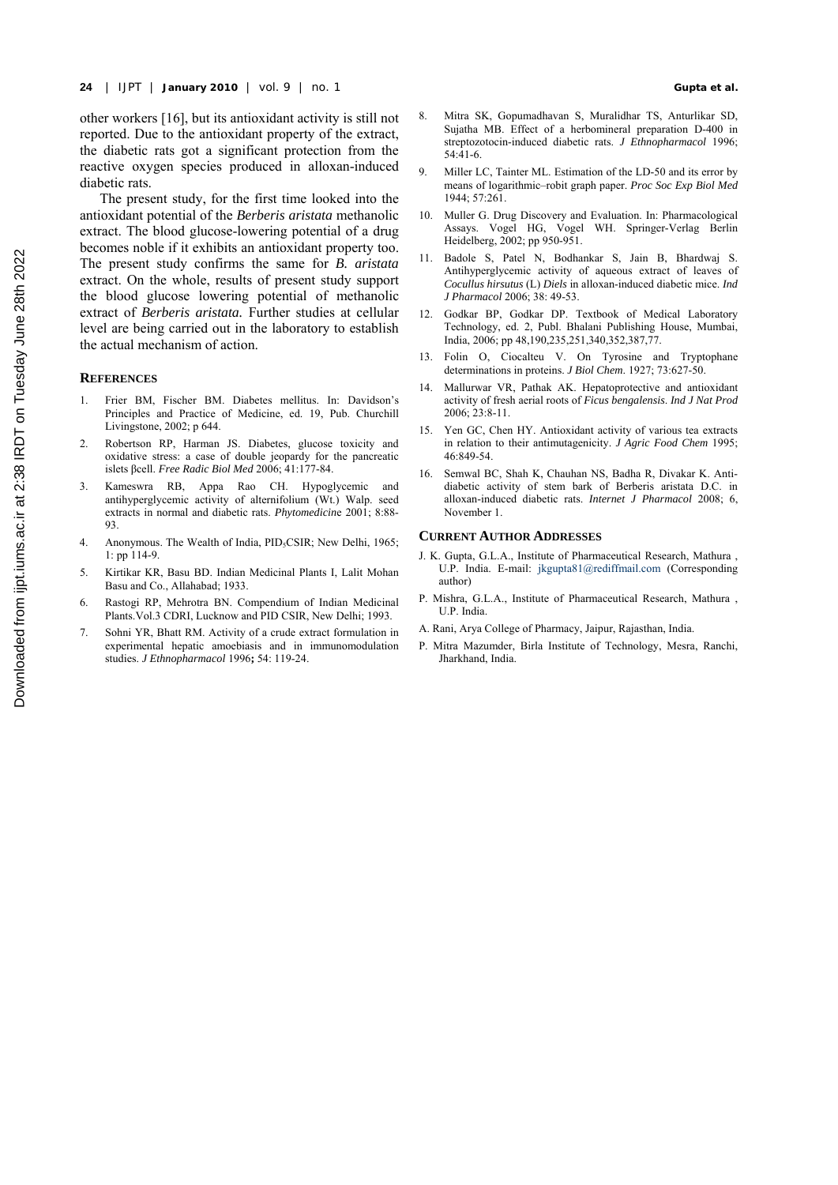other workers [16], but its antioxidant activity is still not reported. Due to the antioxidant property of the extract, the diabetic rats got a significant protection from the reactive oxygen species produced in alloxan-induced diabetic rats.

The present study, for the first time looked into the antioxidant potential of the *Berberis aristata* methanolic extract. The blood glucose-lowering potential of a drug becomes noble if it exhibits an antioxidant property too. The present study confirms the same for *B. aristata* extract. On the whole, results of present study support the blood glucose lowering potential of methanolic extract of *Berberis aristata.* Further studies at cellular level are being carried out in the laboratory to establish the actual mechanism of action.

## REFERENCES

1. Frier BM, Fischer BM. Diabetes mellitus. In: Davidson's Principles and Practice of Medicine, ed. 19, Pub. Churchill Livingstone, 2002; p 644.
2. Robertson RP, Harman JS. Diabetes, glucose toxicity and oxidative stress: a case of double jeopardy for the pancreatic islets βcell. *Free Radic Biol Med* 2006; 41:177-84.
3. Kameswra RB, Appa Rao CH. Hypoglycemic and antihyperglycemic activity of alternifolium (Wt.) Walp. seed extracts in normal and diabetic rats. *Phytomedicin*e 2001; 8:88-93.
4. Anonymous. The Wealth of India, PID$_5$CSIR; New Delhi, 1965; 1: pp 114-9.
5. Kirtikar KR, Basu BD. Indian Medicinal Plants I, Lalit Mohan Basu and Co., Allahabad; 1933.
6. Rastogi RP, Mehrotra BN. Compendium of Indian Medicinal Plants.Vol.3 CDRI, Lucknow and PID CSIR, New Delhi; 1993.
7. Sohni YR, Bhatt RM. Activity of a crude extract formulation in experimental hepatic amoebiasis and in immunomodulation studies. *J Ethnopharmacol* 1996**;** 54: 119-24.
8. Mitra SK, Gopumadhavan S, Muralidhar TS, Anturlikar SD, Sujatha MB. Effect of a herbomineral preparation D-400 in streptozotocin-induced diabetic rats. *J Ethnopharmacol* 1996; 54:41-6.
9. Miller LC, Tainter ML. Estimation of the LD-50 and its error by means of logarithmic–robit graph paper. *Proc Soc Exp Biol Med* 1944; 57:261.
10. Muller G. Drug Discovery and Evaluation. In: Pharmacological Assays. Vogel HG, Vogel WH. Springer-Verlag Berlin Heidelberg, 2002; pp 950-951.
11. Badole S, Patel N, Bodhankar S, Jain B, Bhardwaj S. Antihyperglycemic activity of aqueous extract of leaves of *Cocullus hirsutus* (L) *Diels* in alloxan-induced diabetic mice. *Ind J Pharmacol* 2006; 38: 49-53.
12. Godkar BP, Godkar DP. Textbook of Medical Laboratory Technology, ed. 2, Publ. Bhalani Publishing House, Mumbai, India, 2006; pp 48,190,235,251,340,352,387,77.
13. Folin O, Ciocalteu V. On Tyrosine and Tryptophane determinations in proteins. *J Biol Chem*. 1927; 73:627-50.
14. Mallurwar VR, Pathak AK. Hepatoprotective and antioxidant activity of fresh aerial roots of *Ficus bengalensis*. *Ind J Nat Prod* 2006; 23:8-11.
15. Yen GC, Chen HY. Antioxidant activity of various tea extracts in relation to their antimutagenicity. *J Agric Food Chem* 1995; 46:849-54.
16. Semwal BC, Shah K, Chauhan NS, Badha R, Divakar K. Anti-diabetic activity of stem bark of Berberis aristata D.C. in alloxan-induced diabetic rats. *Internet J Pharmacol* 2008; 6, November 1.

## CURRENT AUTHOR ADDRESSES

J. K. Gupta, G.L.A., Institute of Pharmaceutical Research, Mathura , U.P. India. E-mail: jkgupta81@rediffmail.com (Corresponding author)

P. Mishra, G.L.A., Institute of Pharmaceutical Research, Mathura , U.P. India.

A. Rani, Arya College of Pharmacy, Jaipur, Rajasthan, India.

P. Mitra Mazumder, Birla Institute of Technology, Mesra, Ranchi, Jharkhand, India.